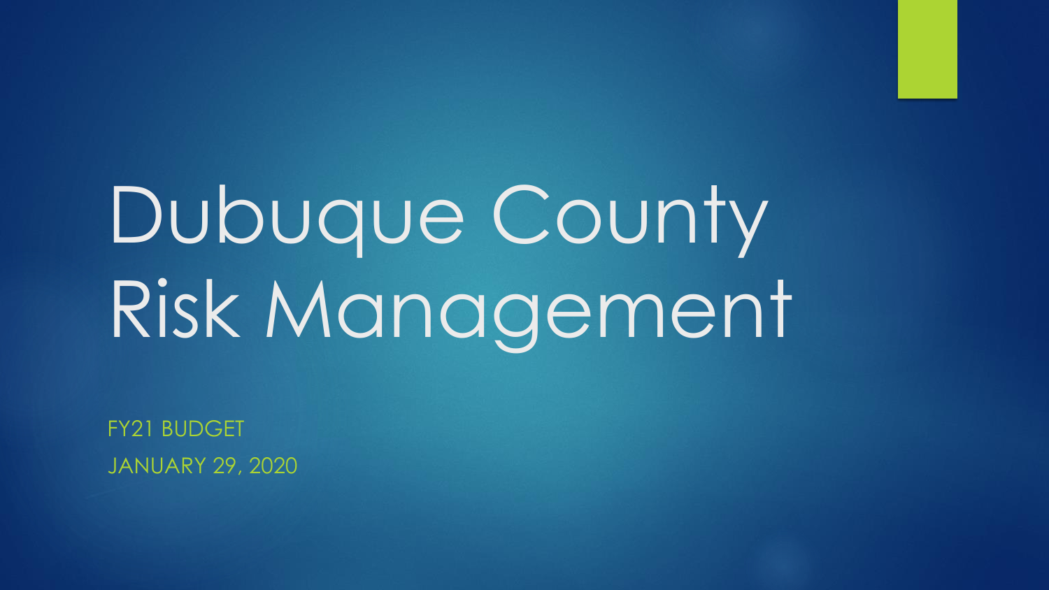# Dubuque County Risk Management

FY21 BUDGET

JANUARY 29, 2020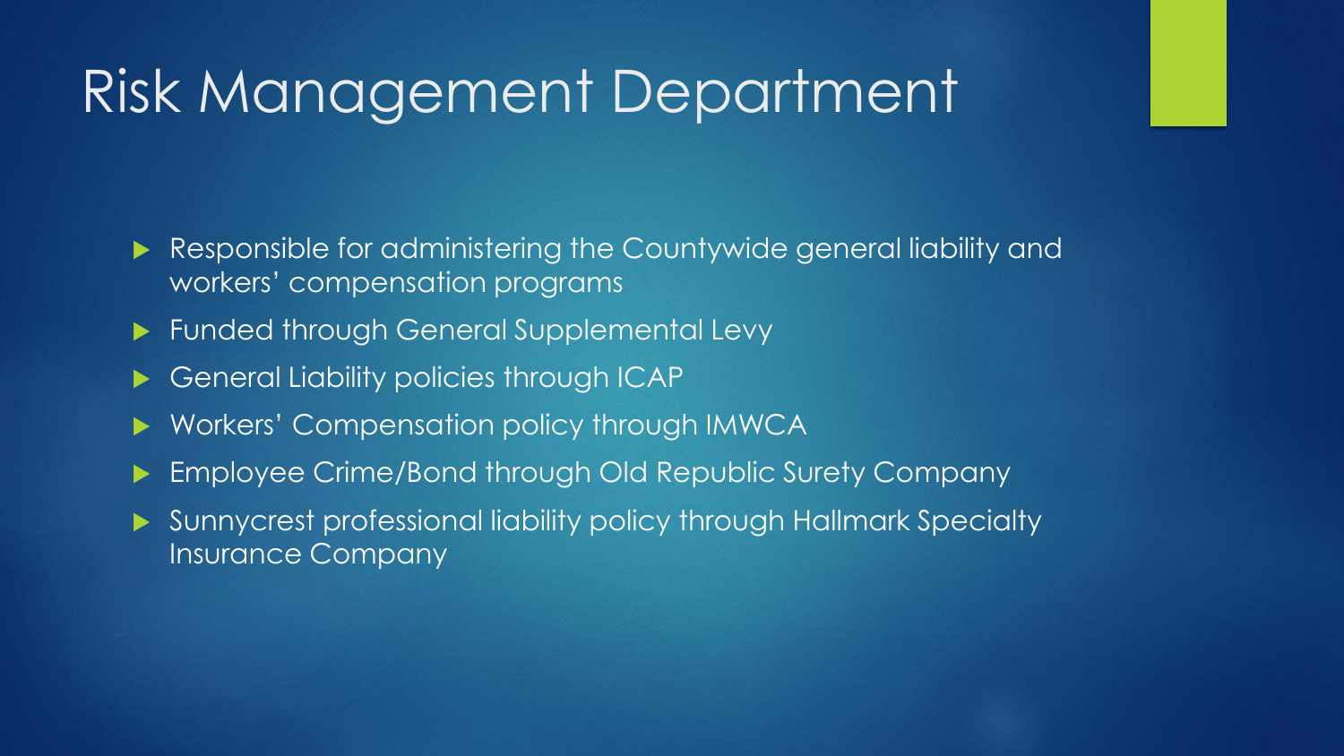# Risk Management Department

- Responsible for administering the Countywide general liability and workers' compensation programs
- Funded through General Supplemental Levy
- General Liability policies through ICAP
- Workers' Compensation policy through IMWCA
- Employee Crime/Bond through Old Republic Surety Company
- Sunnycrest professional liability policy through Hallmark Specialty Insurance Company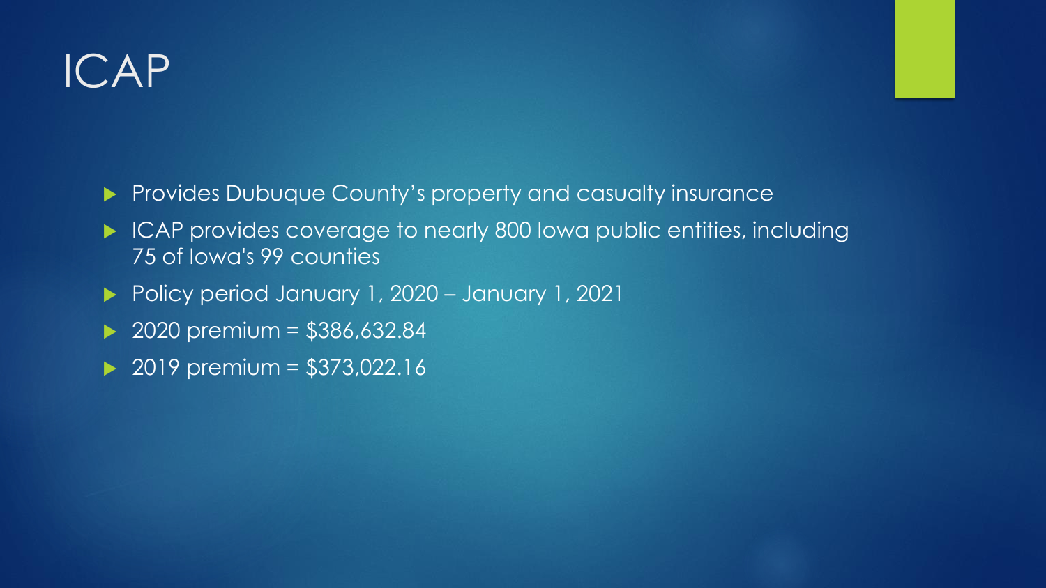# ICAP

- Provides Dubuque County's property and casualty insurance
- ICAP provides coverage to nearly 800 Iowa public entities, including 75 of Iowa's 99 counties
- Policy period January 1, 2020 – January 1, 2021
- 2020 premium = $386,632.84
- 2019 premium = $373,022.16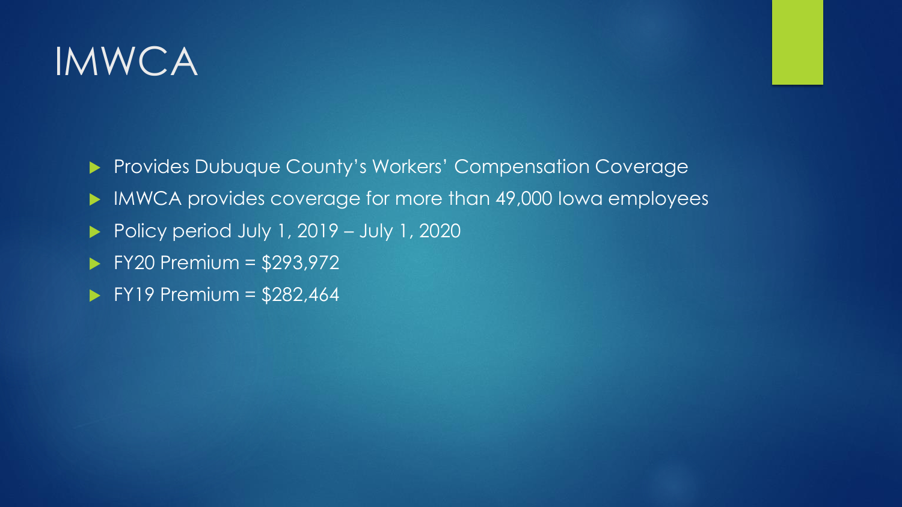# IMWCA

- Provides Dubuque County's Workers' Compensation Coverage
- IMWCA provides coverage for more than 49,000 Iowa employees
- Policy period July 1, 2019 – July 1, 2020
- FY20 Premium = $293,972
- FY19 Premium = $282,464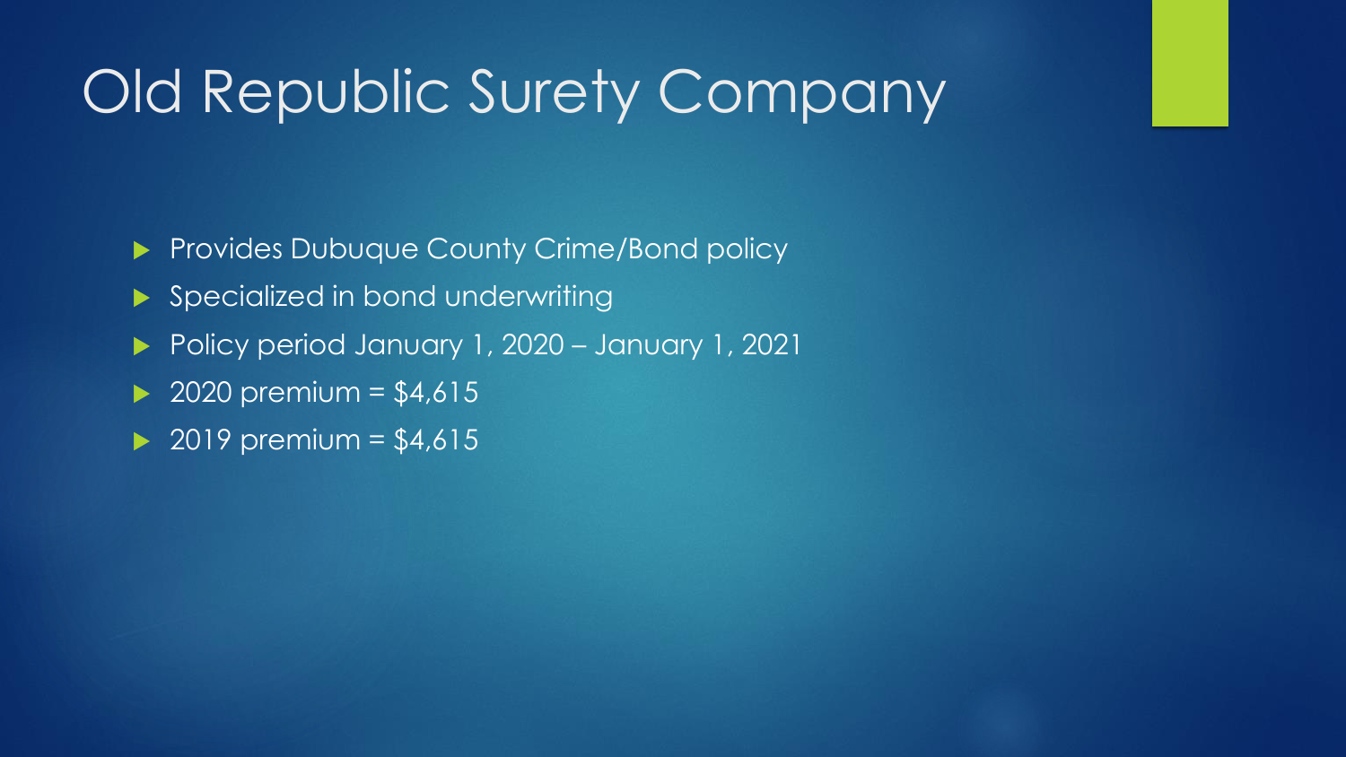# Old Republic Surety Company

- Provides Dubuque County Crime/Bond policy
- Specialized in bond underwriting
- Policy period January 1, 2020 – January 1, 2021
- 2020 premium = $4,615
- 2019 premium = $4,615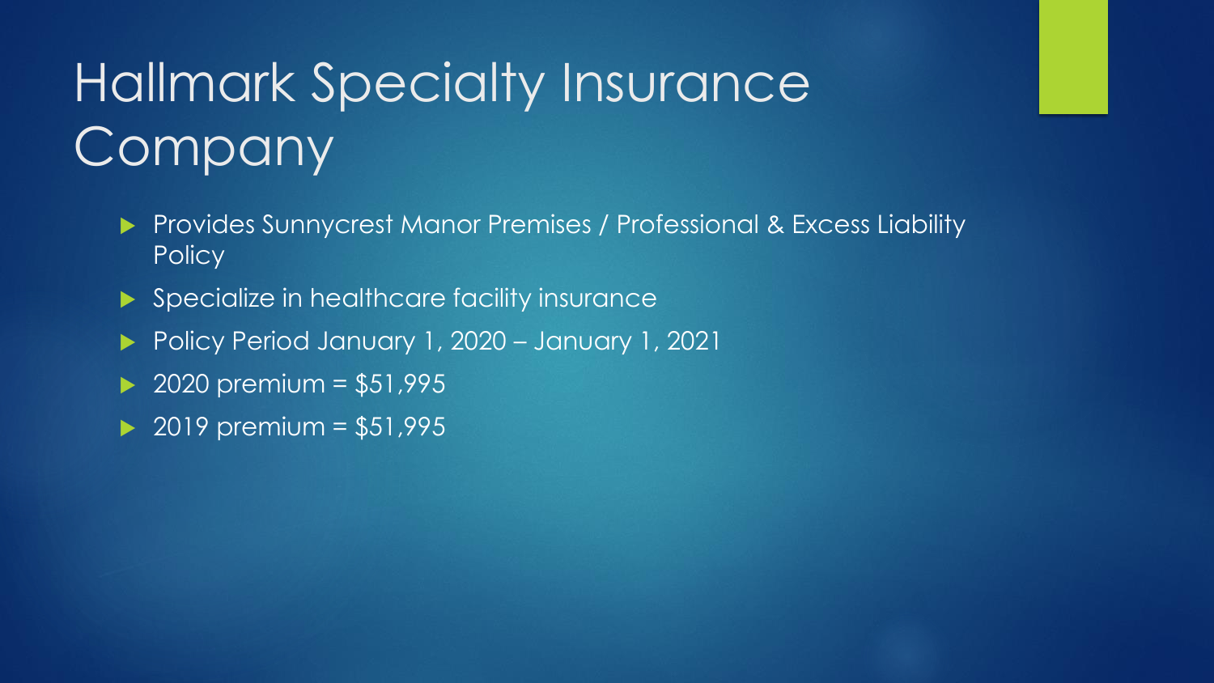# Hallmark Specialty Insurance Company

- Provides Sunnycrest Manor Premises / Professional & Excess Liability Policy
- Specialize in healthcare facility insurance
- Policy Period January 1, 2020 – January 1, 2021
- 2020 premium = $51,995
- 2019 premium = $51,995